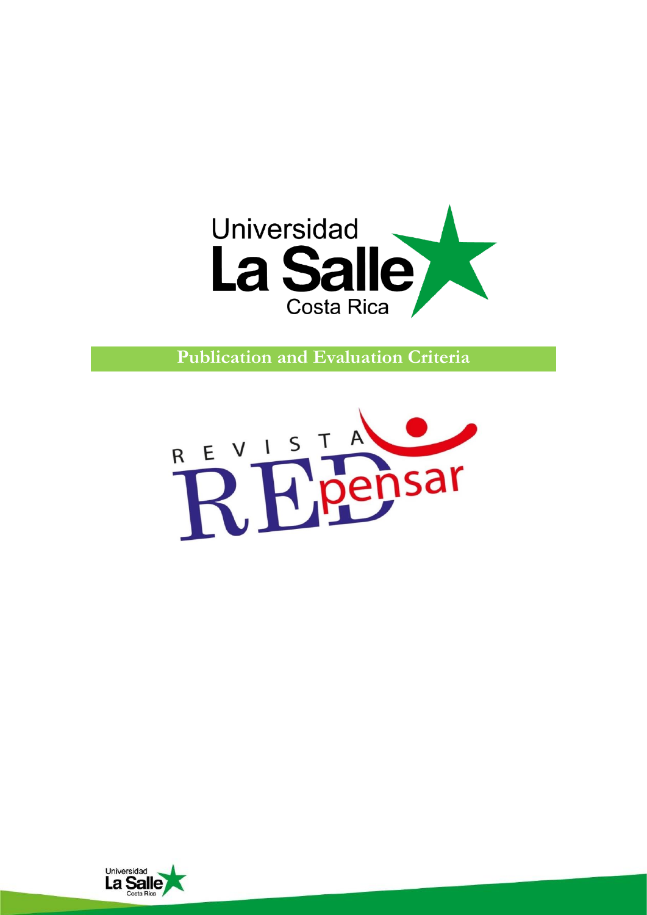Universidad

La Salle

Costa Rica

# Publication and Evaluation Criteria

REVISTA REDpensar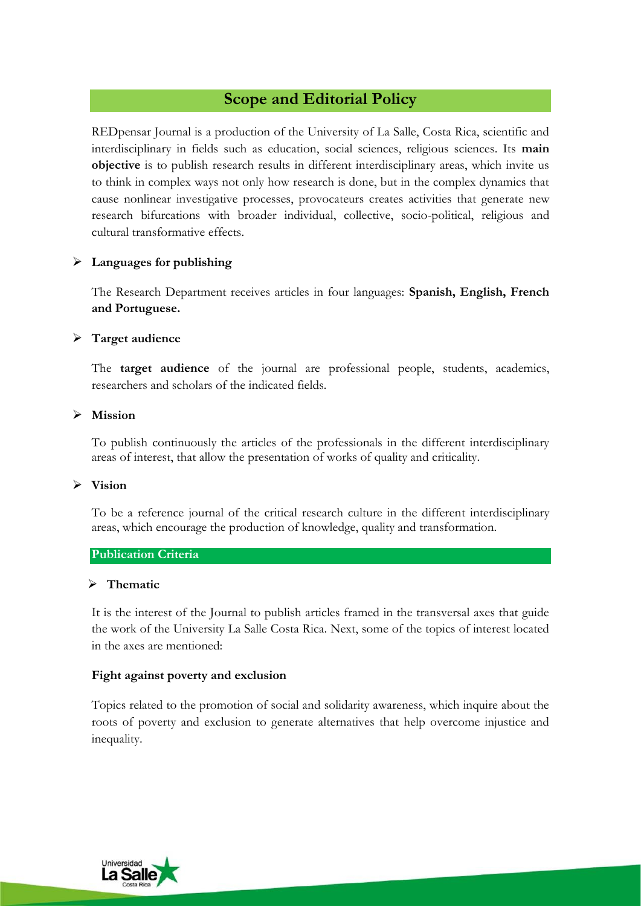## Scope and Editorial Policy

REDpensar Journal is a production of the University of La Salle, Costa Rica, scientific and interdisciplinary in fields such as education, social sciences, religious sciences. Its **main objective** is to publish research results in different interdisciplinary areas, which invite us to think in complex ways not only how research is done, but in the complex dynamics that cause nonlinear investigative processes, provocateurs creates activities that generate new research bifurcations with broader individual, collective, socio-political, religious and cultural transformative effects.

- **Languages for publishing**

The Research Department receives articles in four languages: **Spanish, English, French and Portuguese.**

- **Target audience**

The **target audience** of the journal are professional people, students, academics, researchers and scholars of the indicated fields.

- **Mission**

To publish continuously the articles of the professionals in the different interdisciplinary areas of interest, that allow the presentation of works of quality and criticality.

- **Vision**

To be a reference journal of the critical research culture in the different interdisciplinary areas, which encourage the production of knowledge, quality and transformation.

### Publication Criteria

- **Thematic**

It is the interest of the Journal to publish articles framed in the transversal axes that guide the work of the University La Salle Costa Rica. Next, some of the topics of interest located in the axes are mentioned:

**Fight against poverty and exclusion**

Topics related to the promotion of social and solidarity awareness, which inquire about the roots of poverty and exclusion to generate alternatives that help overcome injustice and inequality.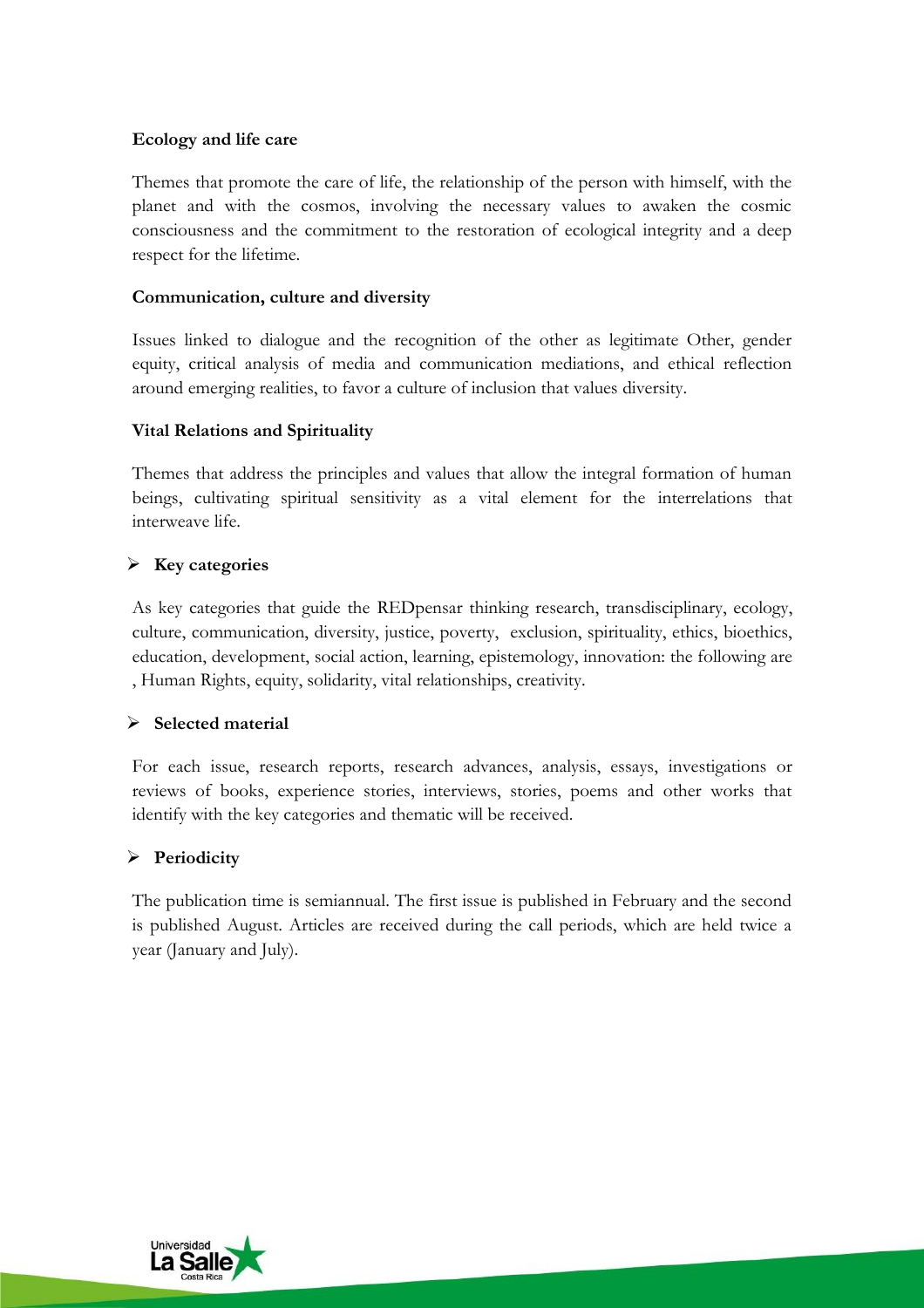**Ecology and life care**

Themes that promote the care of life, the relationship of the person with himself, with the planet and with the cosmos, involving the necessary values to awaken the cosmic consciousness and the commitment to the restoration of ecological integrity and a deep respect for the lifetime.

**Communication, culture and diversity**

Issues linked to dialogue and the recognition of the other as legitimate Other, gender equity, critical analysis of media and communication mediations, and ethical reflection around emerging realities, to favor a culture of inclusion that values diversity.

**Vital Relations and Spirituality**

Themes that address the principles and values that allow the integral formation of human beings, cultivating spiritual sensitivity as a vital element for the interrelations that interweave life.

- **Key categories**

As key categories that guide the REDpensar thinking research, transdisciplinary, ecology, culture, communication, diversity, justice, poverty, exclusion, spirituality, ethics, bioethics, education, development, social action, learning, epistemology, innovation: the following are , Human Rights, equity, solidarity, vital relationships, creativity.

- **Selected material**

For each issue, research reports, research advances, analysis, essays, investigations or reviews of books, experience stories, interviews, stories, poems and other works that identify with the key categories and thematic will be received.

- **Periodicity**

The publication time is semiannual. The first issue is published in February and the second is published August. Articles are received during the call periods, which are held twice a year (January and July).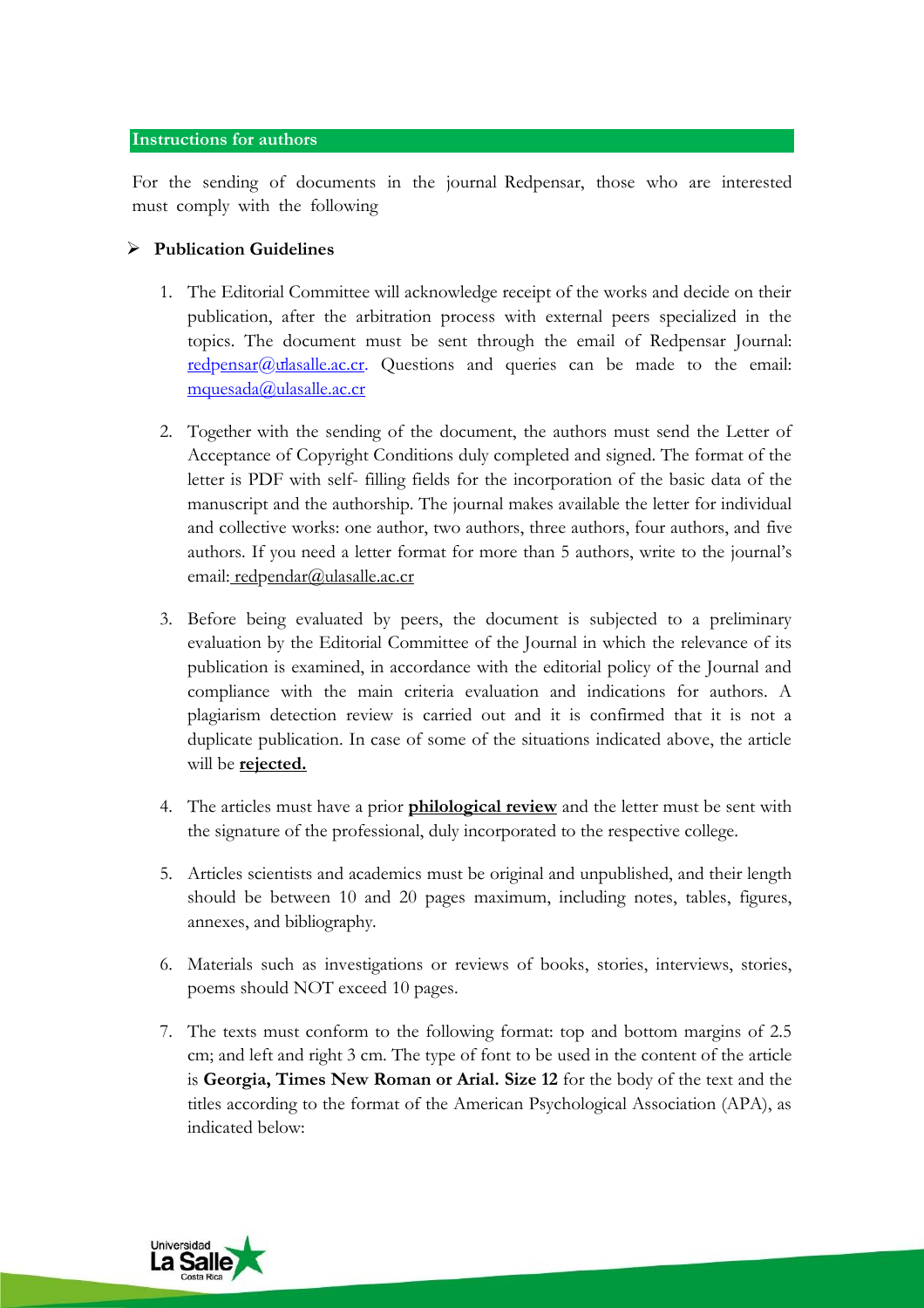## Instructions for authors

For the sending of documents in the journal Redpensar, those who are interested must comply with the following

- **Publication Guidelines**

1. The Editorial Committee will acknowledge receipt of the works and decide on their publication, after the arbitration process with external peers specialized in the topics. The document must be sent through the email of Redpensar Journal: redpensar@ulasalle.ac.cr. Questions and queries can be made to the email: mquesada@ulasalle.ac.cr

2. Together with the sending of the document, the authors must send the Letter of Acceptance of Copyright Conditions duly completed and signed. The format of the letter is PDF with self- filling fields for the incorporation of the basic data of the manuscript and the authorship. The journal makes available the letter for individual and collective works: one author, two authors, three authors, four authors, and five authors. If you need a letter format for more than 5 authors, write to the journal's email: redpendar@ulasalle.ac.cr

3. Before being evaluated by peers, the document is subjected to a preliminary evaluation by the Editorial Committee of the Journal in which the relevance of its publication is examined, in accordance with the editorial policy of the Journal and compliance with the main criteria evaluation and indications for authors. A plagiarism detection review is carried out and it is confirmed that it is not a duplicate publication. In case of some of the situations indicated above, the article will be **rejected.**

4. The articles must have a prior **philological review** and the letter must be sent with the signature of the professional, duly incorporated to the respective college.

5. Articles scientists and academics must be original and unpublished, and their length should be between 10 and 20 pages maximum, including notes, tables, figures, annexes, and bibliography.

6. Materials such as investigations or reviews of books, stories, interviews, stories, poems should NOT exceed 10 pages.

7. The texts must conform to the following format: top and bottom margins of 2.5 cm; and left and right 3 cm. The type of font to be used in the content of the article is **Georgia, Times New Roman or Arial. Size 12** for the body of the text and the titles according to the format of the American Psychological Association (APA), as indicated below: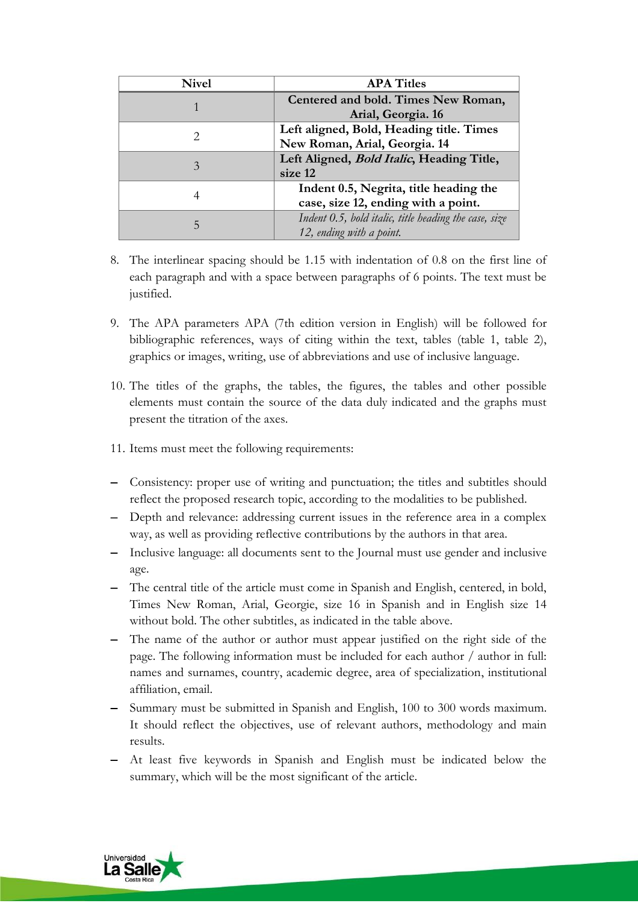| Nivel | APA Titles |
|---|---|
| 1 | **Centered and bold. Times New Roman, Arial, Georgia. 16** |
| 2 | **Left aligned, Bold, Heading title. Times New Roman, Arial, Georgia. 14** |
| 3 | **Left Aligned, *Bold Italic*, Heading Title, size 12** |
| 4 | **Indent 0.5, Negrita, title heading the case, size 12, ending with a point.** |
| 5 | *Indent 0.5, bold italic, title heading the case, size 12, ending with a point.* |

8. The interlinear spacing should be 1.15 with indentation of 0.8 on the first line of each paragraph and with a space between paragraphs of 6 points. The text must be justified.

9. The APA parameters APA (7th edition version in English) will be followed for bibliographic references, ways of citing within the text, tables (table 1, table 2), graphics or images, writing, use of abbreviations and use of inclusive language.

10. The titles of the graphs, the tables, the figures, the tables and other possible elements must contain the source of the data duly indicated and the graphs must present the titration of the axes.

11. Items must meet the following requirements:

- Consistency: proper use of writing and punctuation; the titles and subtitles should reflect the proposed research topic, according to the modalities to be published.
- Depth and relevance: addressing current issues in the reference area in a complex way, as well as providing reflective contributions by the authors in that area.
- Inclusive language: all documents sent to the Journal must use gender and inclusive age.
- The central title of the article must come in Spanish and English, centered, in bold, Times New Roman, Arial, Georgie, size 16 in Spanish and in English size 14 without bold. The other subtitles, as indicated in the table above.
- The name of the author or author must appear justified on the right side of the page. The following information must be included for each author / author in full: names and surnames, country, academic degree, area of specialization, institutional affiliation, email.
- Summary must be submitted in Spanish and English, 100 to 300 words maximum. It should reflect the objectives, use of relevant authors, methodology and main results.
- At least five keywords in Spanish and English must be indicated below the summary, which will be the most significant of the article.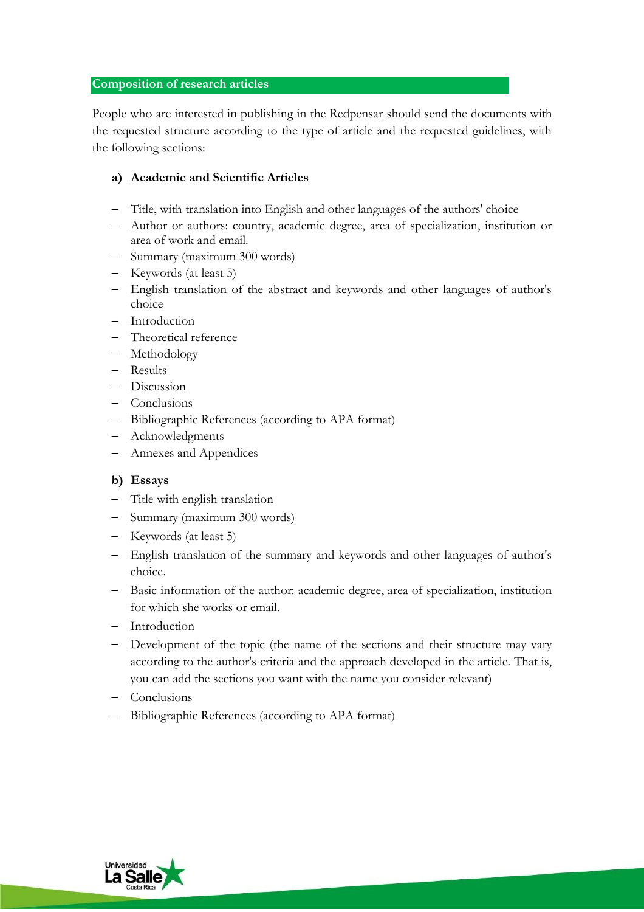## Composition of research articles

People who are interested in publishing in the Redpensar should send the documents with the requested structure according to the type of article and the requested guidelines, with the following sections:

### a) Academic and Scientific Articles

- Title, with translation into English and other languages of the authors' choice
- Author or authors: country, academic degree, area of specialization, institution or area of work and email.
- Summary (maximum 300 words)
- Keywords (at least 5)
- English translation of the abstract and keywords and other languages of author's choice
- Introduction
- Theoretical reference
- Methodology
- Results
- Discussion
- Conclusions
- Bibliographic References (according to APA format)
- Acknowledgments
- Annexes and Appendices

### b) Essays

- Title with english translation
- Summary (maximum 300 words)
- Keywords (at least 5)
- English translation of the summary and keywords and other languages of author's choice.
- Basic information of the author: academic degree, area of specialization, institution for which she works or email.
- Introduction
- Development of the topic (the name of the sections and their structure may vary according to the author's criteria and the approach developed in the article. That is, you can add the sections you want with the name you consider relevant)
- Conclusions
- Bibliographic References (according to APA format)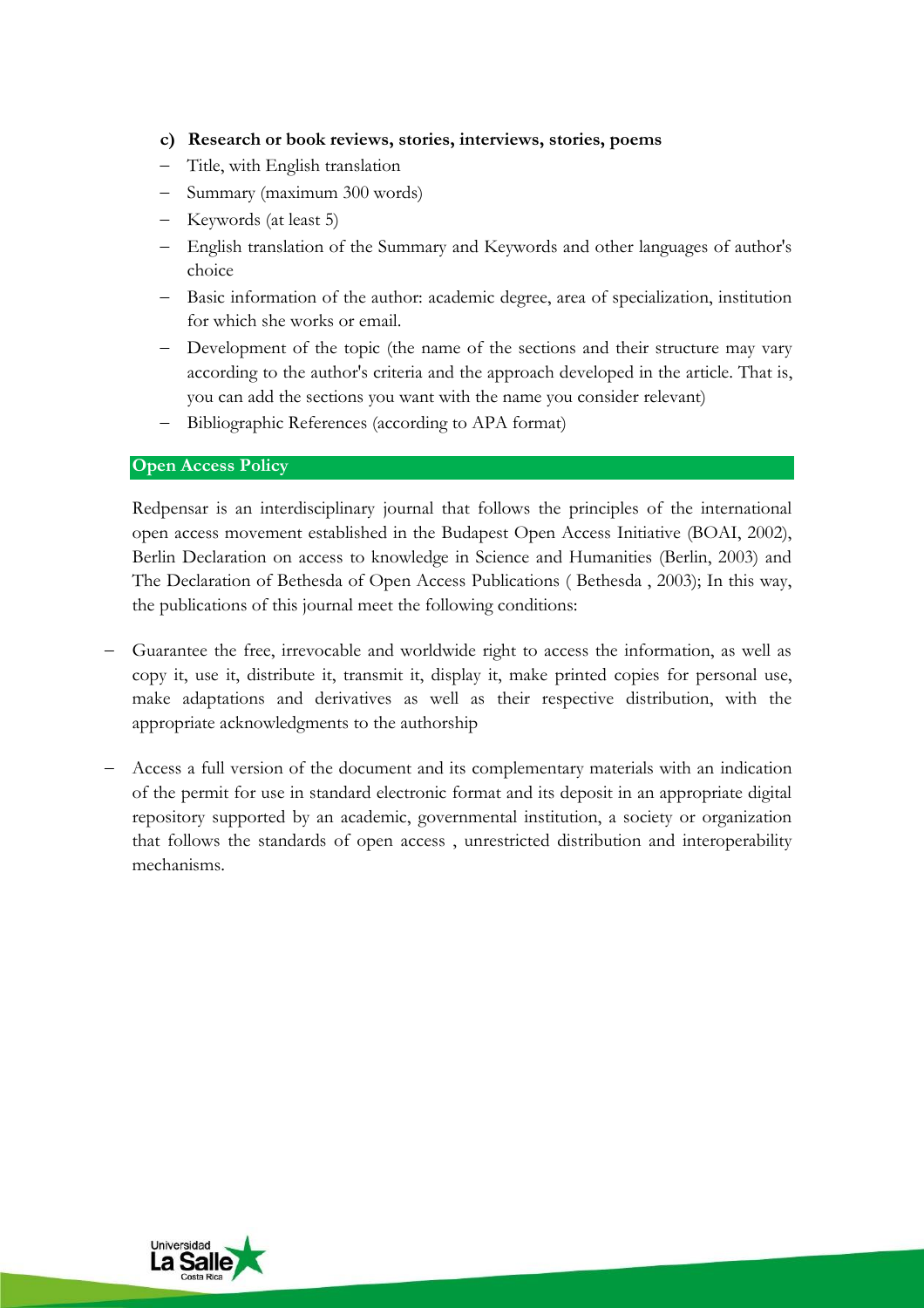**c) Research or book reviews, stories, interviews, stories, poems**

- Title, with English translation
- Summary (maximum 300 words)
- Keywords (at least 5)
- English translation of the Summary and Keywords and other languages of author's choice
- Basic information of the author: academic degree, area of specialization, institution for which she works or email.
- Development of the topic (the name of the sections and their structure may vary according to the author's criteria and the approach developed in the article. That is, you can add the sections you want with the name you consider relevant)
- Bibliographic References (according to APA format)

## Open Access Policy

Redpensar is an interdisciplinary journal that follows the principles of the international open access movement established in the Budapest Open Access Initiative (BOAI, 2002), Berlin Declaration on access to knowledge in Science and Humanities (Berlin, 2003) and The Declaration of Bethesda of Open Access Publications ( Bethesda , 2003); In this way, the publications of this journal meet the following conditions:

- Guarantee the free, irrevocable and worldwide right to access the information, as well as copy it, use it, distribute it, transmit it, display it, make printed copies for personal use, make adaptations and derivatives as well as their respective distribution, with the appropriate acknowledgments to the authorship

- Access a full version of the document and its complementary materials with an indication of the permit for use in standard electronic format and its deposit in an appropriate digital repository supported by an academic, governmental institution, a society or organization that follows the standards of open access , unrestricted distribution and interoperability mechanisms.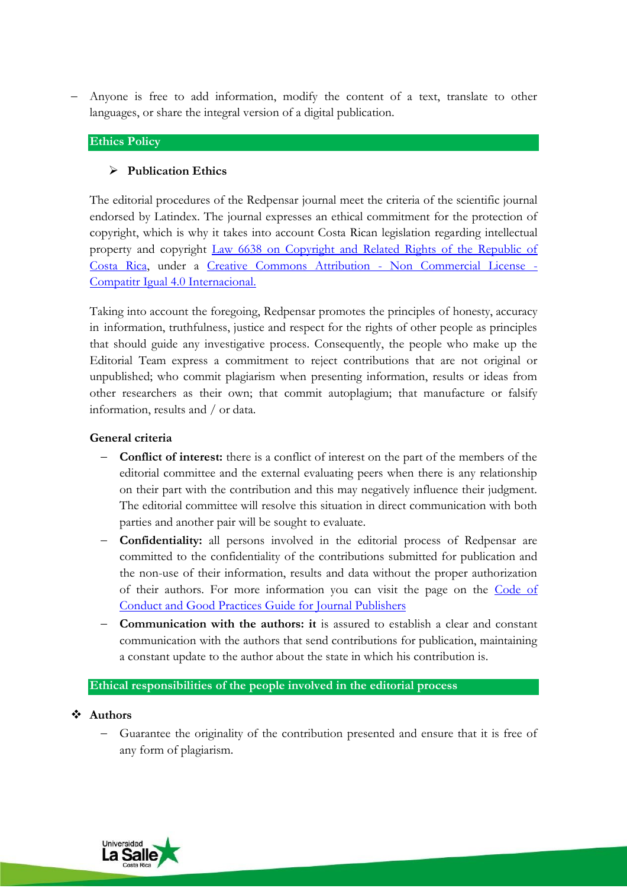- Anyone is free to add information, modify the content of a text, translate to other languages, or share the integral version of a digital publication.

## Ethics Policy

### Publication Ethics

The editorial procedures of the Redpensar journal meet the criteria of the scientific journal endorsed by Latindex. The journal expresses an ethical commitment for the protection of copyright, which is why it takes into account Costa Rican legislation regarding intellectual property and copyright Law 6638 on Copyright and Related Rights of the Republic of Costa Rica, under a Creative Commons Attribution - Non Commercial License - Compatitr Igual 4.0 Internacional.

Taking into account the foregoing, Redpensar promotes the principles of honesty, accuracy in information, truthfulness, justice and respect for the rights of other people as principles that should guide any investigative process. Consequently, the people who make up the Editorial Team express a commitment to reject contributions that are not original or unpublished; who commit plagiarism when presenting information, results or ideas from other researchers as their own; that commit autoplagium; that manufacture or falsify information, results and / or data.

**General criteria**

- **Conflict of interest:** there is a conflict of interest on the part of the members of the editorial committee and the external evaluating peers when there is any relationship on their part with the contribution and this may negatively influence their judgment. The editorial committee will resolve this situation in direct communication with both parties and another pair will be sought to evaluate.
- **Confidentiality:** all persons involved in the editorial process of Redpensar are committed to the confidentiality of the contributions submitted for publication and the non-use of their information, results and data without the proper authorization of their authors. For more information you can visit the page on the Code of Conduct and Good Practices Guide for Journal Publishers
- **Communication with the authors: it** is assured to establish a clear and constant communication with the authors that send contributions for publication, maintaining a constant update to the author about the state in which his contribution is.

## Ethical responsibilities of the people involved in the editorial process

### Authors

- Guarantee the originality of the contribution presented and ensure that it is free of any form of plagiarism.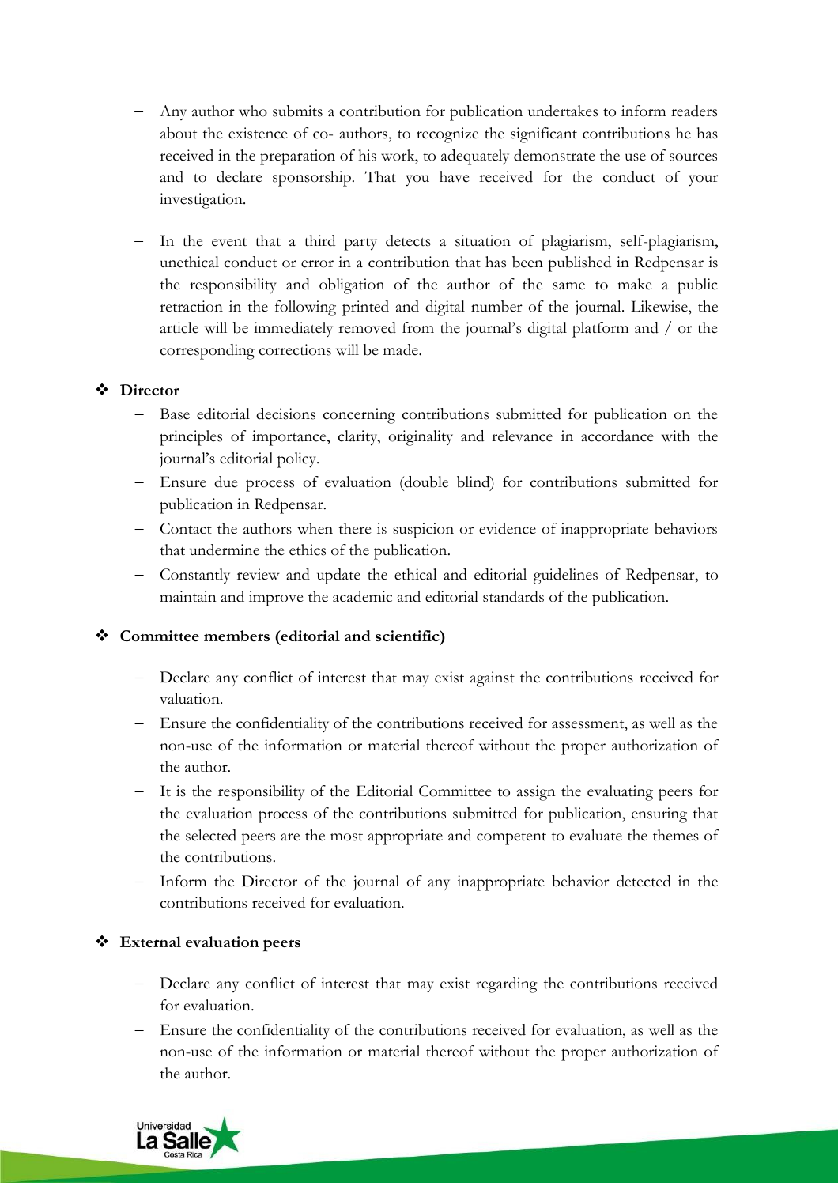- Any author who submits a contribution for publication undertakes to inform readers about the existence of co- authors, to recognize the significant contributions he has received in the preparation of his work, to adequately demonstrate the use of sources and to declare sponsorship. That you have received for the conduct of your investigation.

- In the event that a third party detects a situation of plagiarism, self-plagiarism, unethical conduct or error in a contribution that has been published in Redpensar is the responsibility and obligation of the author of the same to make a public retraction in the following printed and digital number of the journal. Likewise, the article will be immediately removed from the journal's digital platform and / or the corresponding corrections will be made.

❖ **Director**

- Base editorial decisions concerning contributions submitted for publication on the principles of importance, clarity, originality and relevance in accordance with the journal's editorial policy.
- Ensure due process of evaluation (double blind) for contributions submitted for publication in Redpensar.
- Contact the authors when there is suspicion or evidence of inappropriate behaviors that undermine the ethics of the publication.
- Constantly review and update the ethical and editorial guidelines of Redpensar, to maintain and improve the academic and editorial standards of the publication.

❖ **Committee members (editorial and scientific)**

- Declare any conflict of interest that may exist against the contributions received for valuation.
- Ensure the confidentiality of the contributions received for assessment, as well as the non-use of the information or material thereof without the proper authorization of the author.
- It is the responsibility of the Editorial Committee to assign the evaluating peers for the evaluation process of the contributions submitted for publication, ensuring that the selected peers are the most appropriate and competent to evaluate the themes of the contributions.
- Inform the Director of the journal of any inappropriate behavior detected in the contributions received for evaluation.

❖ **External evaluation peers**

- Declare any conflict of interest that may exist regarding the contributions received for evaluation.
- Ensure the confidentiality of the contributions received for evaluation, as well as the non-use of the information or material thereof without the proper authorization of the author.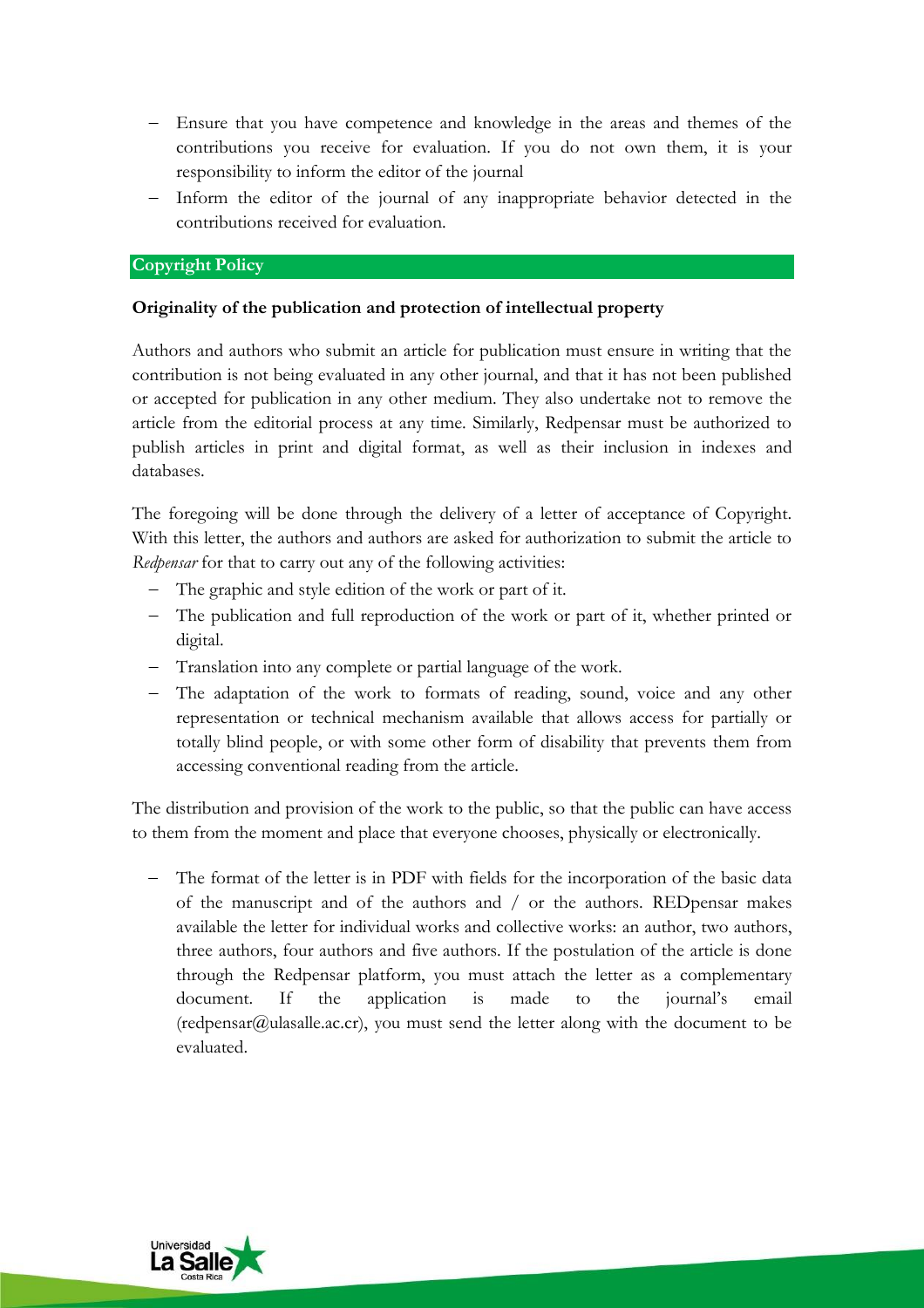- Ensure that you have competence and knowledge in the areas and themes of the contributions you receive for evaluation. If you do not own them, it is your responsibility to inform the editor of the journal
- Inform the editor of the journal of any inappropriate behavior detected in the contributions received for evaluation.

## Copyright Policy

**Originality of the publication and protection of intellectual property**

Authors and authors who submit an article for publication must ensure in writing that the contribution is not being evaluated in any other journal, and that it has not been published or accepted for publication in any other medium. They also undertake not to remove the article from the editorial process at any time. Similarly, Redpensar must be authorized to publish articles in print and digital format, as well as their inclusion in indexes and databases.

The foregoing will be done through the delivery of a letter of acceptance of Copyright. With this letter, the authors and authors are asked for authorization to submit the article to *Redpensar* for that to carry out any of the following activities:

- The graphic and style edition of the work or part of it.
- The publication and full reproduction of the work or part of it, whether printed or digital.
- Translation into any complete or partial language of the work.
- The adaptation of the work to formats of reading, sound, voice and any other representation or technical mechanism available that allows access for partially or totally blind people, or with some other form of disability that prevents them from accessing conventional reading from the article.

The distribution and provision of the work to the public, so that the public can have access to them from the moment and place that everyone chooses, physically or electronically.

- The format of the letter is in PDF with fields for the incorporation of the basic data of the manuscript and of the authors and / or the authors. REDpensar makes available the letter for individual works and collective works: an author, two authors, three authors, four authors and five authors. If the postulation of the article is done through the Redpensar platform, you must attach the letter as a complementary document. If the application is made to the journal's email (redpensar@ulasalle.ac.cr), you must send the letter along with the document to be evaluated.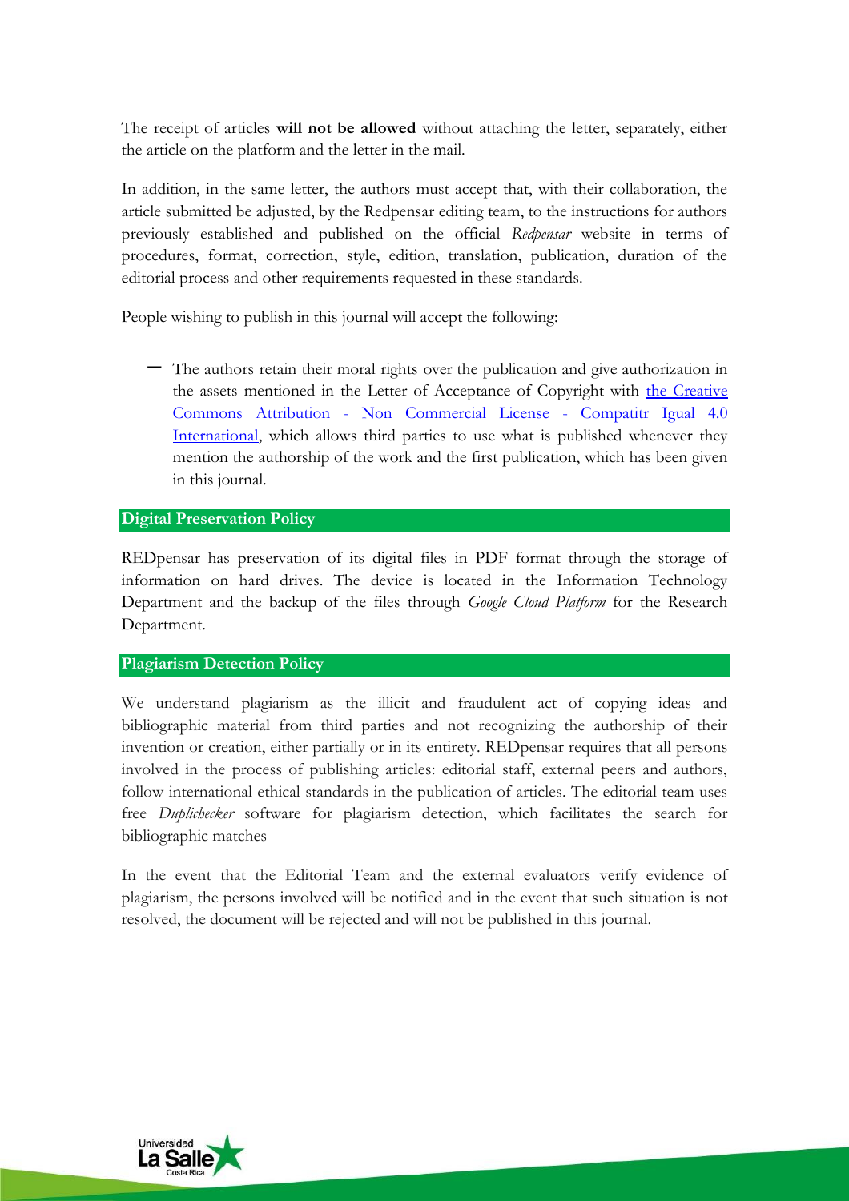The receipt of articles **will not be allowed** without attaching the letter, separately, either the article on the platform and the letter in the mail.

In addition, in the same letter, the authors must accept that, with their collaboration, the article submitted be adjusted, by the Redpensar editing team, to the instructions for authors previously established and published on the official *Redpensar* website in terms of procedures, format, correction, style, edition, translation, publication, duration of the editorial process and other requirements requested in these standards.

People wishing to publish in this journal will accept the following:

- The authors retain their moral rights over the publication and give authorization in the assets mentioned in the Letter of Acceptance of Copyright with [the Creative Commons Attribution - Non Commercial License - Compatitr Igual 4.0 International](), which allows third parties to use what is published whenever they mention the authorship of the work and the first publication, which has been given in this journal.

## Digital Preservation Policy

REDpensar has preservation of its digital files in PDF format through the storage of information on hard drives. The device is located in the Information Technology Department and the backup of the files through *Google Cloud Platform* for the Research Department.

## Plagiarism Detection Policy

We understand plagiarism as the illicit and fraudulent act of copying ideas and bibliographic material from third parties and not recognizing the authorship of their invention or creation, either partially or in its entirety. REDpensar requires that all persons involved in the process of publishing articles: editorial staff, external peers and authors, follow international ethical standards in the publication of articles. The editorial team uses free *Duplichecker* software for plagiarism detection, which facilitates the search for bibliographic matches

In the event that the Editorial Team and the external evaluators verify evidence of plagiarism, the persons involved will be notified and in the event that such situation is not resolved, the document will be rejected and will not be published in this journal.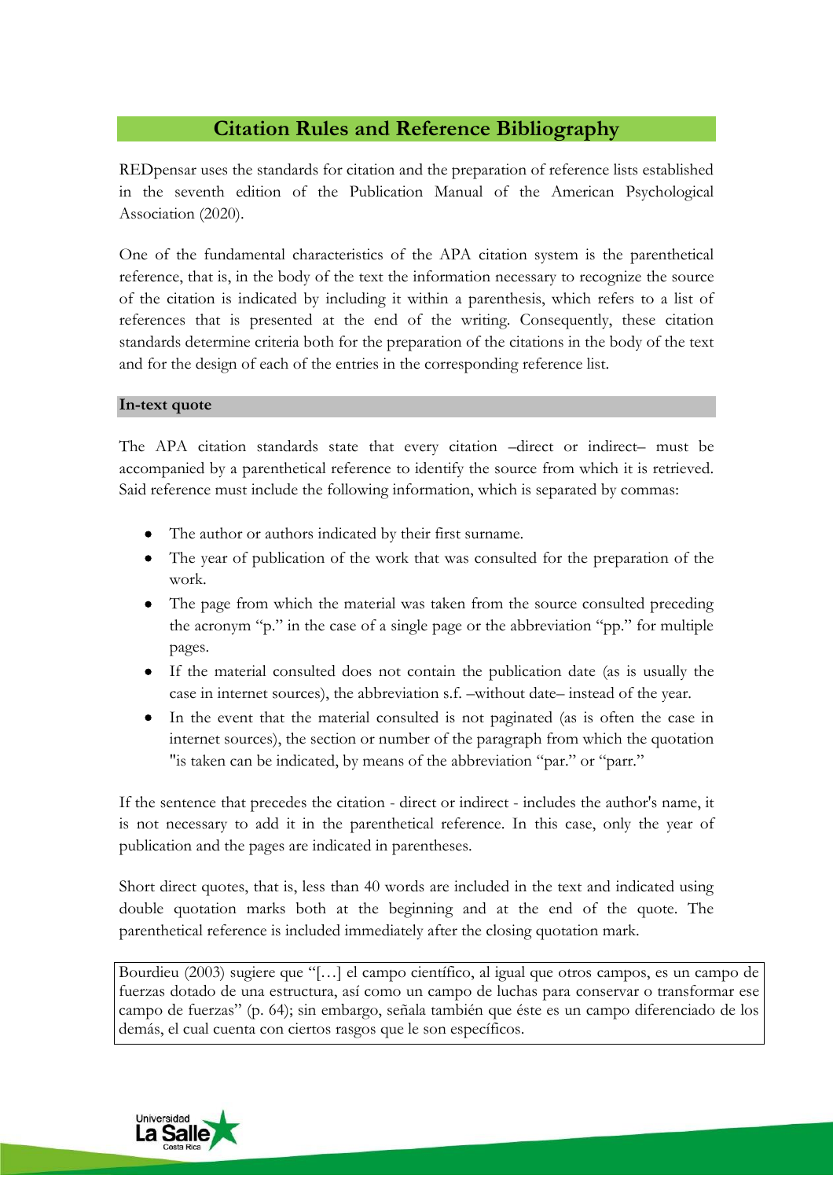## Citation Rules and Reference Bibliography

REDpensar uses the standards for citation and the preparation of reference lists established in the seventh edition of the Publication Manual of the American Psychological Association (2020).

One of the fundamental characteristics of the APA citation system is the parenthetical reference, that is, in the body of the text the information necessary to recognize the source of the citation is indicated by including it within a parenthesis, which refers to a list of references that is presented at the end of the writing. Consequently, these citation standards determine criteria both for the preparation of the citations in the body of the text and for the design of each of the entries in the corresponding reference list.

### In-text quote

The APA citation standards state that every citation –direct or indirect– must be accompanied by a parenthetical reference to identify the source from which it is retrieved. Said reference must include the following information, which is separated by commas:

- The author or authors indicated by their first surname.
- The year of publication of the work that was consulted for the preparation of the work.
- The page from which the material was taken from the source consulted preceding the acronym "p." in the case of a single page or the abbreviation "pp." for multiple pages.
- If the material consulted does not contain the publication date (as is usually the case in internet sources), the abbreviation s.f. –without date– instead of the year.
- In the event that the material consulted is not paginated (as is often the case in internet sources), the section or number of the paragraph from which the quotation "is taken can be indicated, by means of the abbreviation "par." or "parr."

If the sentence that precedes the citation - direct or indirect - includes the author's name, it is not necessary to add it in the parenthetical reference. In this case, only the year of publication and the pages are indicated in parentheses.

Short direct quotes, that is, less than 40 words are included in the text and indicated using double quotation marks both at the beginning and at the end of the quote. The parenthetical reference is included immediately after the closing quotation mark.

> Bourdieu (2003) sugiere que "[…] el campo científico, al igual que otros campos, es un campo de fuerzas dotado de una estructura, así como un campo de luchas para conservar o transformar ese campo de fuerzas" (p. 64); sin embargo, señala también que éste es un campo diferenciado de los demás, el cual cuenta con ciertos rasgos que le son específicos.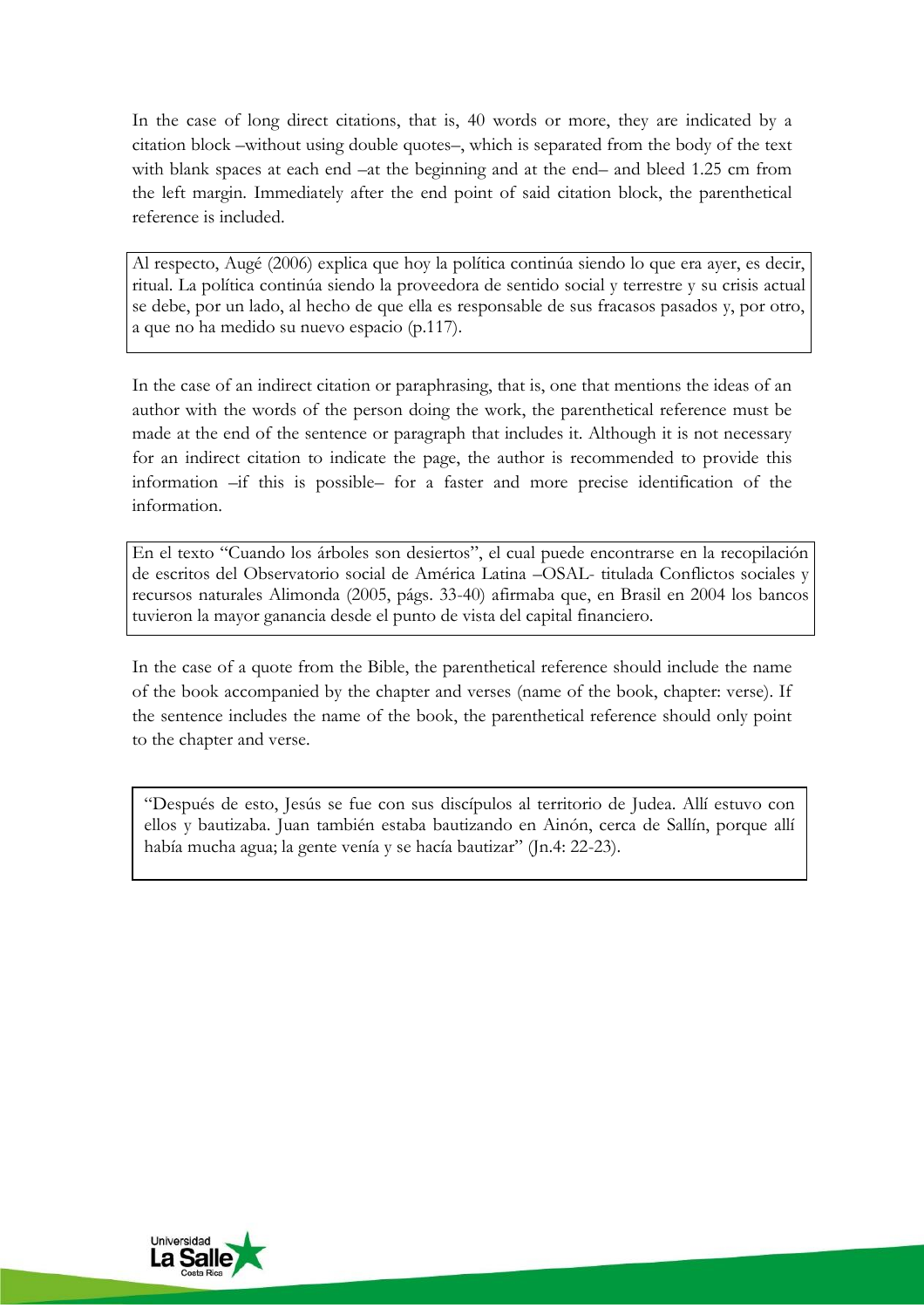In the case of long direct citations, that is, 40 words or more, they are indicated by a citation block –without using double quotes–, which is separated from the body of the text with blank spaces at each end –at the beginning and at the end– and bleed 1.25 cm from the left margin. Immediately after the end point of said citation block, the parenthetical reference is included.

> Al respecto, Augé (2006) explica que hoy la política continúa siendo lo que era ayer, es decir, ritual. La política continúa siendo la proveedora de sentido social y terrestre y su crisis actual se debe, por un lado, al hecho de que ella es responsable de sus fracasos pasados y, por otro, a que no ha medido su nuevo espacio (p.117).

In the case of an indirect citation or paraphrasing, that is, one that mentions the ideas of an author with the words of the person doing the work, the parenthetical reference must be made at the end of the sentence or paragraph that includes it. Although it is not necessary for an indirect citation to indicate the page, the author is recommended to provide this information –if this is possible– for a faster and more precise identification of the information.

> En el texto "Cuando los árboles son desiertos", el cual puede encontrarse en la recopilación de escritos del Observatorio social de América Latina –OSAL- titulada Conflictos sociales y recursos naturales Alimonda (2005, págs. 33-40) afirmaba que, en Brasil en 2004 los bancos tuvieron la mayor ganancia desde el punto de vista del capital financiero.

In the case of a quote from the Bible, the parenthetical reference should include the name of the book accompanied by the chapter and verses (name of the book, chapter: verse). If the sentence includes the name of the book, the parenthetical reference should only point to the chapter and verse.

> "Después de esto, Jesús se fue con sus discípulos al territorio de Judea. Allí estuvo con ellos y bautizaba. Juan también estaba bautizando en Ainón, cerca de Sallín, porque allí había mucha agua; la gente venía y se hacía bautizar" (Jn.4: 22-23).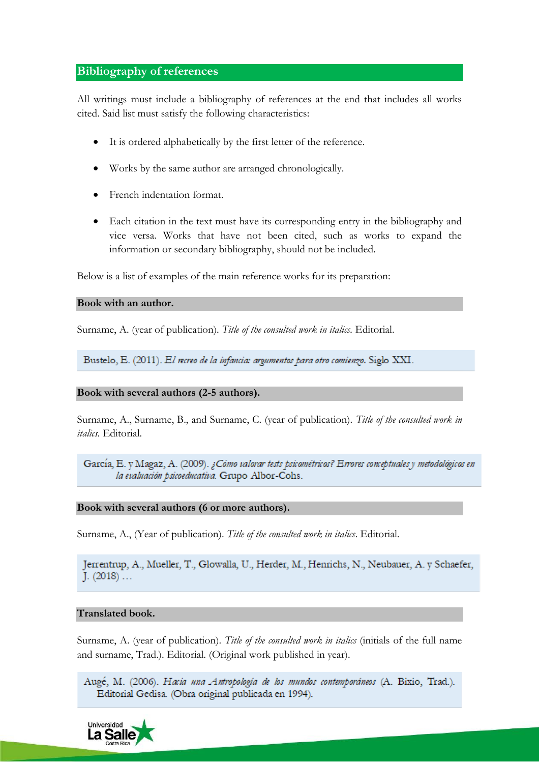## Bibliography of references

All writings must include a bibliography of references at the end that includes all works cited. Said list must satisfy the following characteristics:

- It is ordered alphabetically by the first letter of the reference.
- Works by the same author are arranged chronologically.
- French indentation format.
- Each citation in the text must have its corresponding entry in the bibliography and vice versa. Works that have not been cited, such as works to expand the information or secondary bibliography, should not be included.

Below is a list of examples of the main reference works for its preparation:

**Book with an author.**

Surname, A. (year of publication). *Title of the consulted work in italics.* Editorial.

> Bustelo, E. (2011). *El recreo de la infancia: argumentos para otro comienzo.* Siglo XXI.

**Book with several authors (2-5 authors).**

Surname, A., Surname, B., and Surname, C. (year of publication). *Title of the consulted work in italics.* Editorial.

> García, E. y Magaz, A. (2009). *¿Cómo valorar tests psicométricos? Errores conceptuales y metodológicos en la evaluación psicoeducativa.* Grupo Albor-Cohs.

**Book with several authors (6 or more authors).**

Surname, A., (Year of publication). *Title of the consulted work in italics.* Editorial.

> Jerrentrup, A., Mueller, T., Glowalla, U., Herder, M., Henrichs, N., Neubauer, A. y Schaefer, J. (2018) …

**Translated book.**

Surname, A. (year of publication). *Title of the consulted work in italics* (initials of the full name and surname, Trad.). Editorial. (Original work published in year).

> Augé, M. (2006). *Hacia una Antropología de los mundos contemporáneos* (A. Bixio, Trad.). Editorial Gedisa. (Obra original publicada en 1994).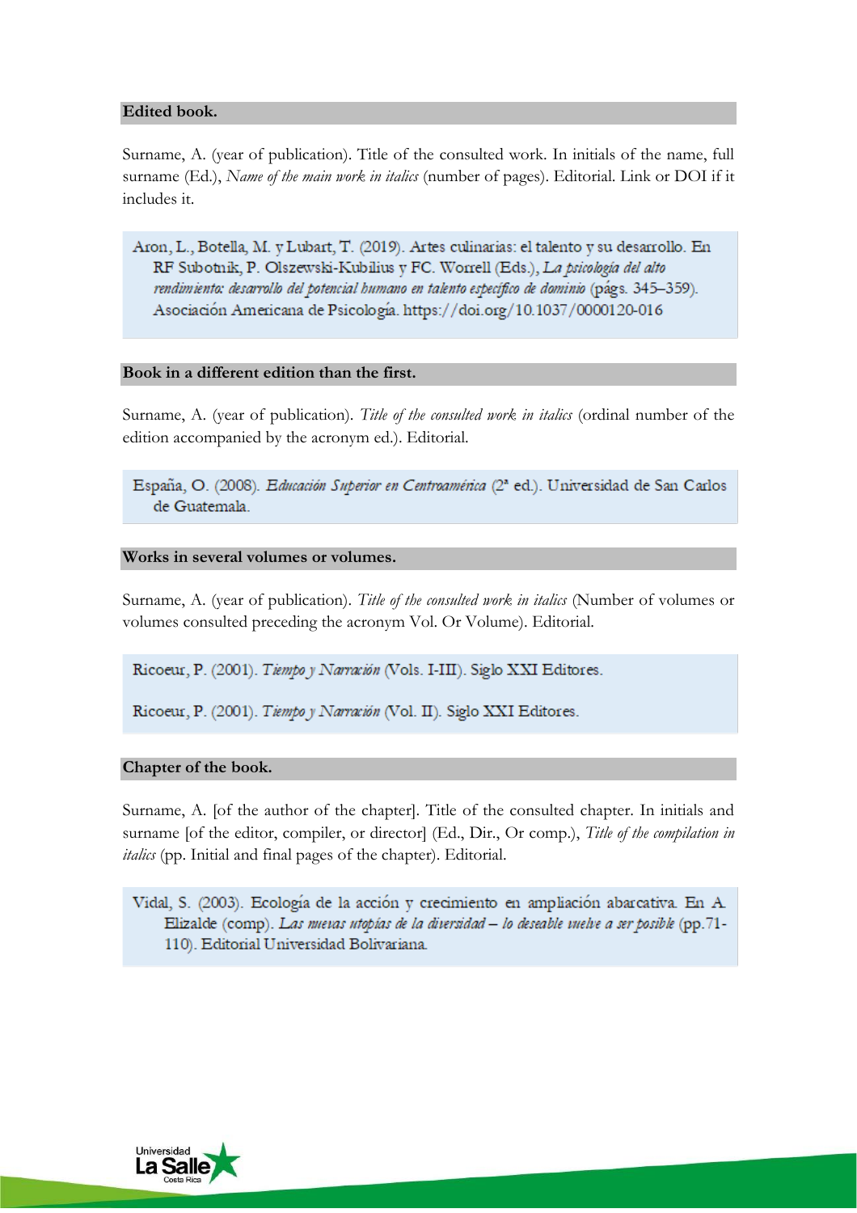**Edited book.**

Surname, A. (year of publication). Title of the consulted work. In initials of the name, full surname (Ed.), *Name of the main work in italics* (number of pages). Editorial. Link or DOI if it includes it.

> Aron, L., Botella, M. y Lubart, T. (2019). Artes culinarias: el talento y su desarrollo. En RF Subotnik, P. Olszewski-Kubilius y FC. Worrell (Eds.), *La psicología del alto rendimiento: desarrollo del potencial humano en talento específico de dominio* (págs. 345–359). Asociación Americana de Psicología. https://doi.org/10.1037/0000120-016

**Book in a different edition than the first.**

Surname, A. (year of publication). *Title of the consulted work in italics* (ordinal number of the edition accompanied by the acronym ed.). Editorial.

> España, O. (2008). *Educación Superior en Centroamérica* (2ª ed.). Universidad de San Carlos de Guatemala.

**Works in several volumes or volumes.**

Surname, A. (year of publication). *Title of the consulted work in italics* (Number of volumes or volumes consulted preceding the acronym Vol. Or Volume). Editorial.

> Ricoeur, P. (2001). *Tiempo y Narración* (Vols. I-III). Siglo XXI Editores.
>
> Ricoeur, P. (2001). *Tiempo y Narración* (Vol. II). Siglo XXI Editores.

**Chapter of the book.**

Surname, A. [of the author of the chapter]. Title of the consulted chapter. In initials and surname [of the editor, compiler, or director] (Ed., Dir., Or comp.), *Title of the compilation in italics* (pp. Initial and final pages of the chapter). Editorial.

> Vidal, S. (2003). Ecología de la acción y crecimiento en ampliación abarcativa. En A. Elizalde (comp). *Las nuevas utopías de la diversidad – lo deseable vuelve a ser posible* (pp.71-110). Editorial Universidad Bolivariana.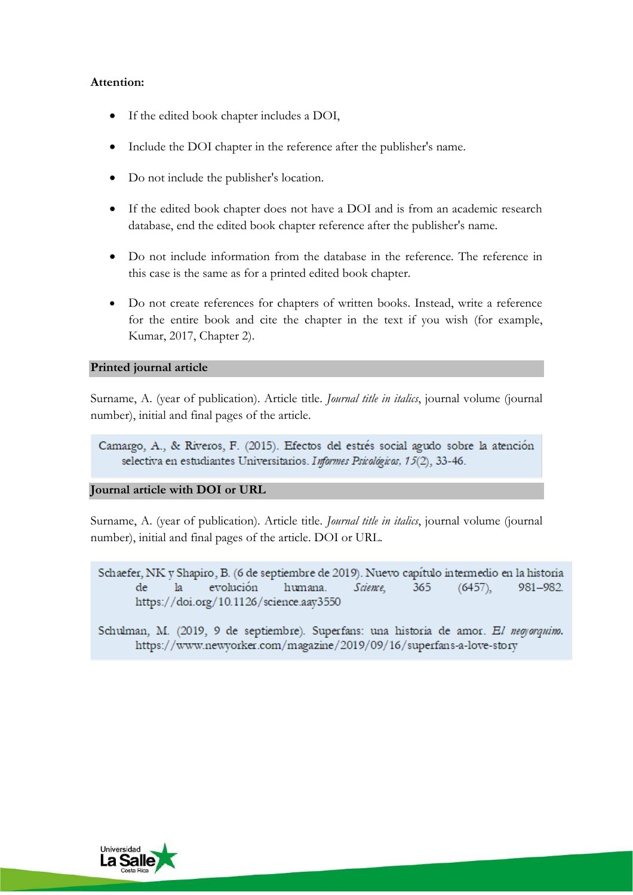**Attention:**

- If the edited book chapter includes a DOI,
- Include the DOI chapter in the reference after the publisher's name.
- Do not include the publisher's location.
- If the edited book chapter does not have a DOI and is from an academic research database, end the edited book chapter reference after the publisher's name.
- Do not include information from the database in the reference. The reference in this case is the same as for a printed edited book chapter.
- Do not create references for chapters of written books. Instead, write a reference for the entire book and cite the chapter in the text if you wish (for example, Kumar, 2017, Chapter 2).

## Printed journal article

Surname, A. (year of publication). Article title. *Journal title in italics*, journal volume (journal number), initial and final pages of the article.

> Camargo, A., & Riveros, F. (2015). Efectos del estrés social agudo sobre la atención selectiva en estudiantes Universitarios. *Informes Psicológicos, 15*(2), 33-46.

## Journal article with DOI or URL

Surname, A. (year of publication). Article title. *Journal title in italics*, journal volume (journal number), initial and final pages of the article. DOI or URL.

> Schaefer, NK y Shapiro, B. (6 de septiembre de 2019). Nuevo capítulo intermedio en la historia de la evolución humana. *Science*, 365 (6457), 981–982. https://doi.org/10.1126/science.aay3550
>
> Schulman, M. (2019, 9 de septiembre). Superfans: una historia de amor. *El neoyorquino*. https://www.newyorker.com/magazine/2019/09/16/superfans-a-love-story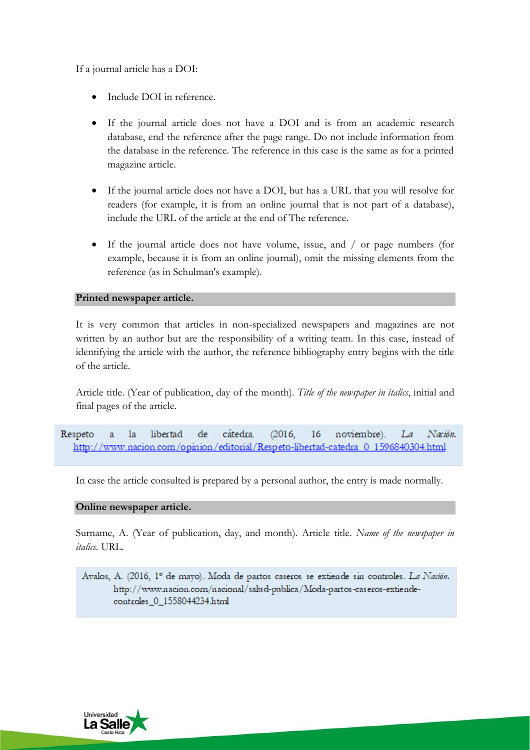If a journal article has a DOI:

- Include DOI in reference.

- If the journal article does not have a DOI and is from an academic research database, end the reference after the page range. Do not include information from the database in the reference. The reference in this case is the same as for a printed magazine article.

- If the journal article does not have a DOI, but has a URL that you will resolve for readers (for example, it is from an online journal that is not part of a database), include the URL of the article at the end of The reference.

- If the journal article does not have volume, issue, and / or page numbers (for example, because it is from an online journal), omit the missing elements from the reference (as in Schulman's example).

**Printed newspaper article.**

It is very common that articles in non-specialized newspapers and magazines are not written by an author but are the responsibility of a writing team. In this case, instead of identifying the article with the author, the reference bibliography entry begins with the title of the article.

Article title. (Year of publication, day of the month). *Title of the newspaper in italics*, initial and final pages of the article.

> Respeto a la libertad de cátedra. (2016, 16 noviembre). *La Nación.* http://www.nacion.com/opinion/editorial/Respeto-libertad-catedra_0_1596840304.html

In case the article consulted is prepared by a personal author, the entry is made normally.

**Online newspaper article.**

Surname, A. (Year of publication, day, and month). Article title. *Name of the newspaper in italics.* URL.

> Ávalos, A. (2016, 1° de mayo). Moda de partos caseros se extiende sin controles. *La Nación.* http://www.nacion.com/nacional/salud-publica/Moda-partos-caseros-extiende-controles_0_1558044234.html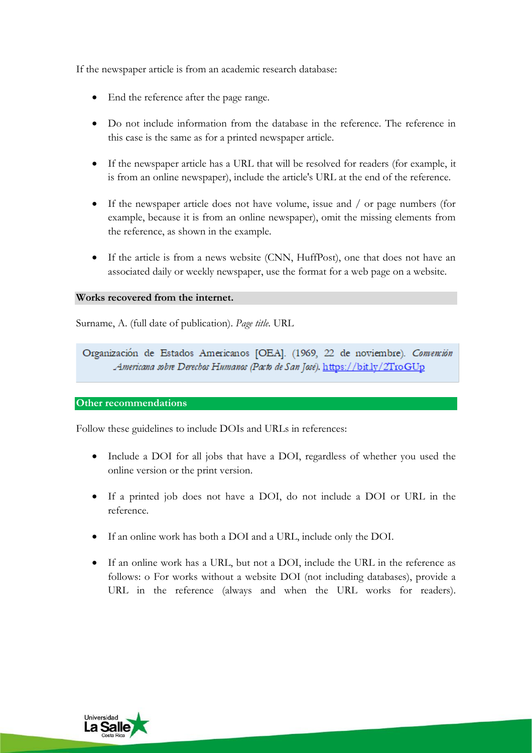If the newspaper article is from an academic research database:

- End the reference after the page range.
- Do not include information from the database in the reference. The reference in this case is the same as for a printed newspaper article.
- If the newspaper article has a URL that will be resolved for readers (for example, it is from an online newspaper), include the article's URL at the end of the reference.
- If the newspaper article does not have volume, issue and / or page numbers (for example, because it is from an online newspaper), omit the missing elements from the reference, as shown in the example.
- If the article is from a news website (CNN, HuffPost), one that does not have an associated daily or weekly newspaper, use the format for a web page on a website.

**Works recovered from the internet.**

Surname, A. (full date of publication). *Page title.* URL

Organización de Estados Americanos [OEA]. (1969, 22 de noviembre). *Convención Americana sobre Derechos Humanos (Pacto de San José).* https://bit.ly/2TroGUp

**Other recommendations**

Follow these guidelines to include DOIs and URLs in references:

- Include a DOI for all jobs that have a DOI, regardless of whether you used the online version or the print version.
- If a printed job does not have a DOI, do not include a DOI or URL in the reference.
- If an online work has both a DOI and a URL, include only the DOI.
- If an online work has a URL, but not a DOI, include the URL in the reference as follows: o For works without a website DOI (not including databases), provide a URL in the reference (always and when the URL works for readers).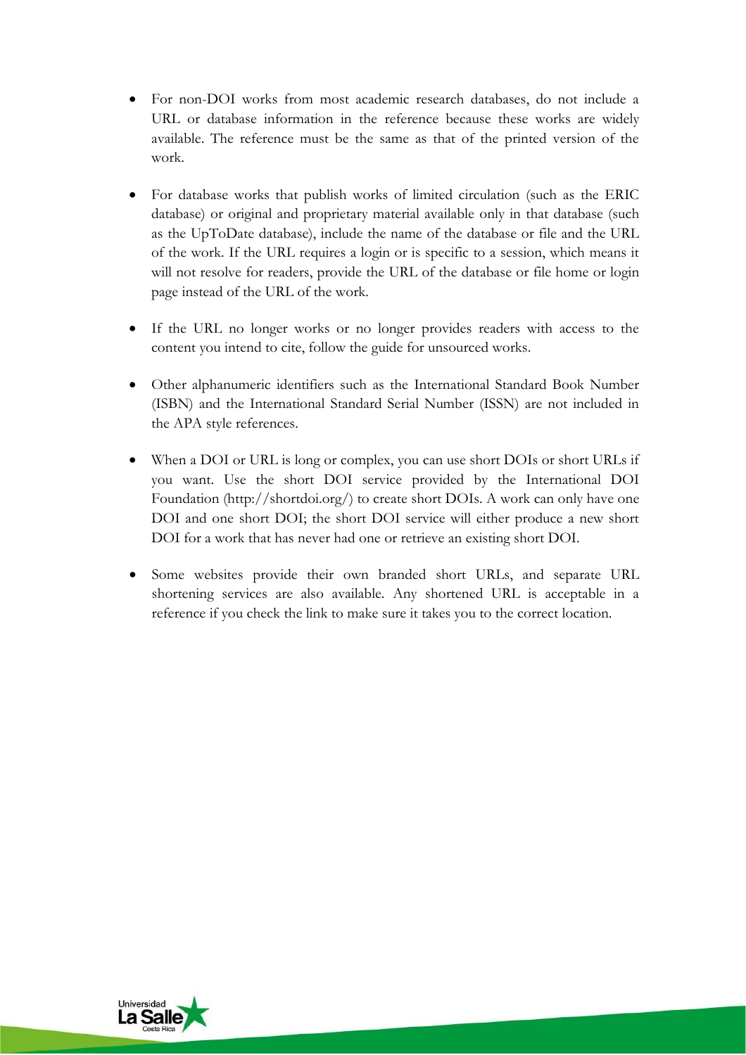- For non-DOI works from most academic research databases, do not include a URL or database information in the reference because these works are widely available. The reference must be the same as that of the printed version of the work.

- For database works that publish works of limited circulation (such as the ERIC database) or original and proprietary material available only in that database (such as the UpToDate database), include the name of the database or file and the URL of the work. If the URL requires a login or is specific to a session, which means it will not resolve for readers, provide the URL of the database or file home or login page instead of the URL of the work.

- If the URL no longer works or no longer provides readers with access to the content you intend to cite, follow the guide for unsourced works.

- Other alphanumeric identifiers such as the International Standard Book Number (ISBN) and the International Standard Serial Number (ISSN) are not included in the APA style references.

- When a DOI or URL is long or complex, you can use short DOIs or short URLs if you want. Use the short DOI service provided by the International DOI Foundation (http://shortdoi.org/) to create short DOIs. A work can only have one DOI and one short DOI; the short DOI service will either produce a new short DOI for a work that has never had one or retrieve an existing short DOI.

- Some websites provide their own branded short URLs, and separate URL shortening services are also available. Any shortened URL is acceptable in a reference if you check the link to make sure it takes you to the correct location.